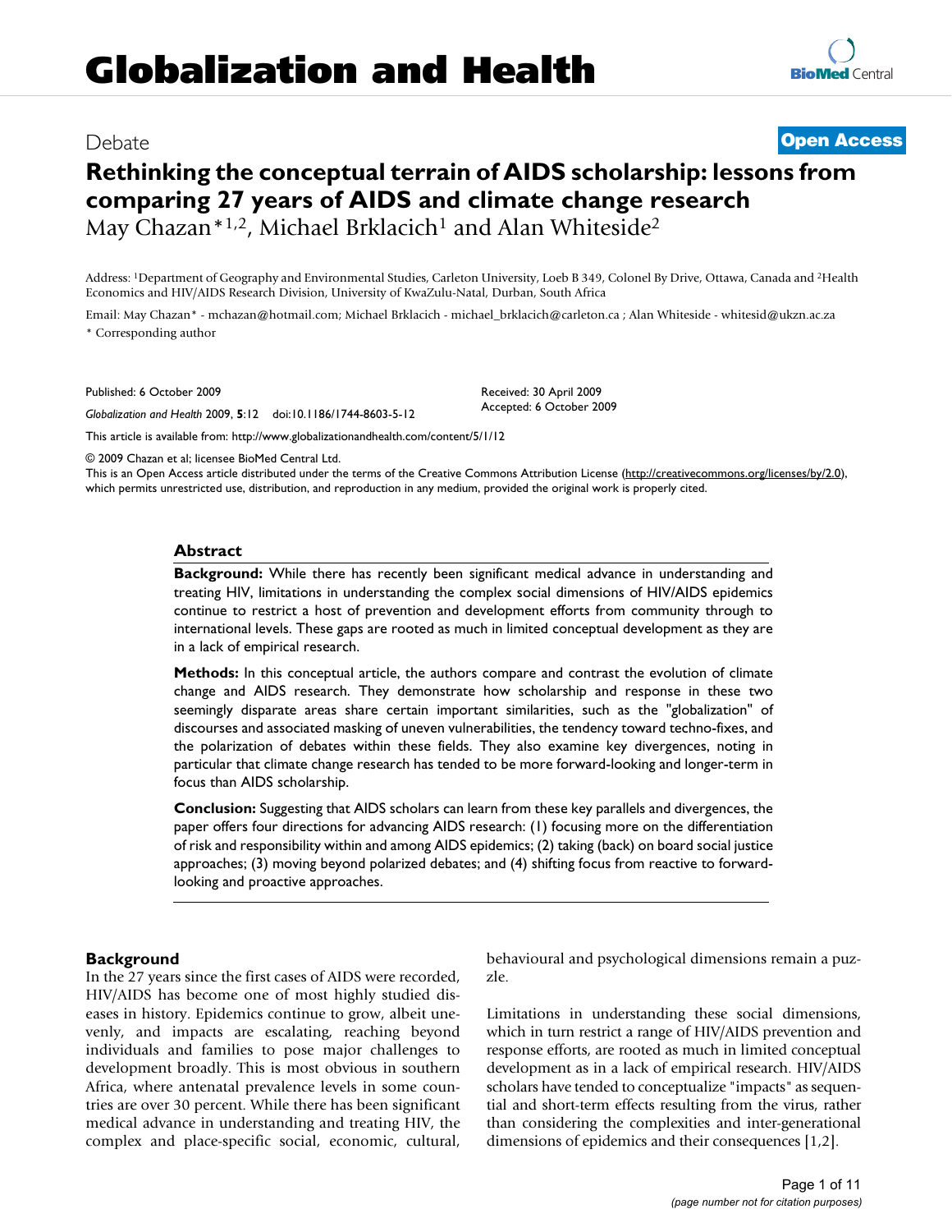# Globalization and Health

Debate

**Open Access**

# Rethinking the conceptual terrain of AIDS scholarship: lessons from comparing 27 years of AIDS and climate change research

May Chazan*[1,2], Michael Brklacich[1] and Alan Whiteside[2]

Address: [1]Department of Geography and Environmental Studies, Carleton University, Loeb B 349, Colonel By Drive, Ottawa, Canada and [2]Health Economics and HIV/AIDS Research Division, University of KwaZulu-Natal, Durban, South Africa

Email: May Chazan* - mchazan@hotmail.com; Michael Brklacich - michael_brklacich@carleton.ca ; Alan Whiteside - whitesid@ukzn.ac.za

* Corresponding author

Published: 6 October 2009

*Globalization and Health* 2009, **5**:12 doi:10.1186/1744-8603-5-12

Received: 30 April 2009
Accepted: 6 October 2009

This article is available from: http://www.globalizationandhealth.com/content/5/1/12

© 2009 Chazan et al; licensee BioMed Central Ltd.

This is an Open Access article distributed under the terms of the Creative Commons Attribution License (http://creativecommons.org/licenses/by/2.0), which permits unrestricted use, distribution, and reproduction in any medium, provided the original work is properly cited.

## Abstract

**Background:** While there has recently been significant medical advance in understanding and treating HIV, limitations in understanding the complex social dimensions of HIV/AIDS epidemics continue to restrict a host of prevention and development efforts from community through to international levels. These gaps are rooted as much in limited conceptual development as they are in a lack of empirical research.

**Methods:** In this conceptual article, the authors compare and contrast the evolution of climate change and AIDS research. They demonstrate how scholarship and response in these two seemingly disparate areas share certain important similarities, such as the "globalization" of discourses and associated masking of uneven vulnerabilities, the tendency toward techno-fixes, and the polarization of debates within these fields. They also examine key divergences, noting in particular that climate change research has tended to be more forward-looking and longer-term in focus than AIDS scholarship.

**Conclusion:** Suggesting that AIDS scholars can learn from these key parallels and divergences, the paper offers four directions for advancing AIDS research: (1) focusing more on the differentiation of risk and responsibility within and among AIDS epidemics; (2) taking (back) on board social justice approaches; (3) moving beyond polarized debates; and (4) shifting focus from reactive to forward-looking and proactive approaches.

## Background

In the 27 years since the first cases of AIDS were recorded, HIV/AIDS has become one of most highly studied diseases in history. Epidemics continue to grow, albeit unevenly, and impacts are escalating, reaching beyond individuals and families to pose major challenges to development broadly. This is most obvious in southern Africa, where antenatal prevalence levels in some countries are over 30 percent. While there has been significant medical advance in understanding and treating HIV, the complex and place-specific social, economic, cultural, behavioural and psychological dimensions remain a puzzle.

Limitations in understanding these social dimensions, which in turn restrict a range of HIV/AIDS prevention and response efforts, are rooted as much in limited conceptual development as in a lack of empirical research. HIV/AIDS scholars have tended to conceptualize "impacts" as sequential and short-term effects resulting from the virus, rather than considering the complexities and inter-generational dimensions of epidemics and their consequences [1,2].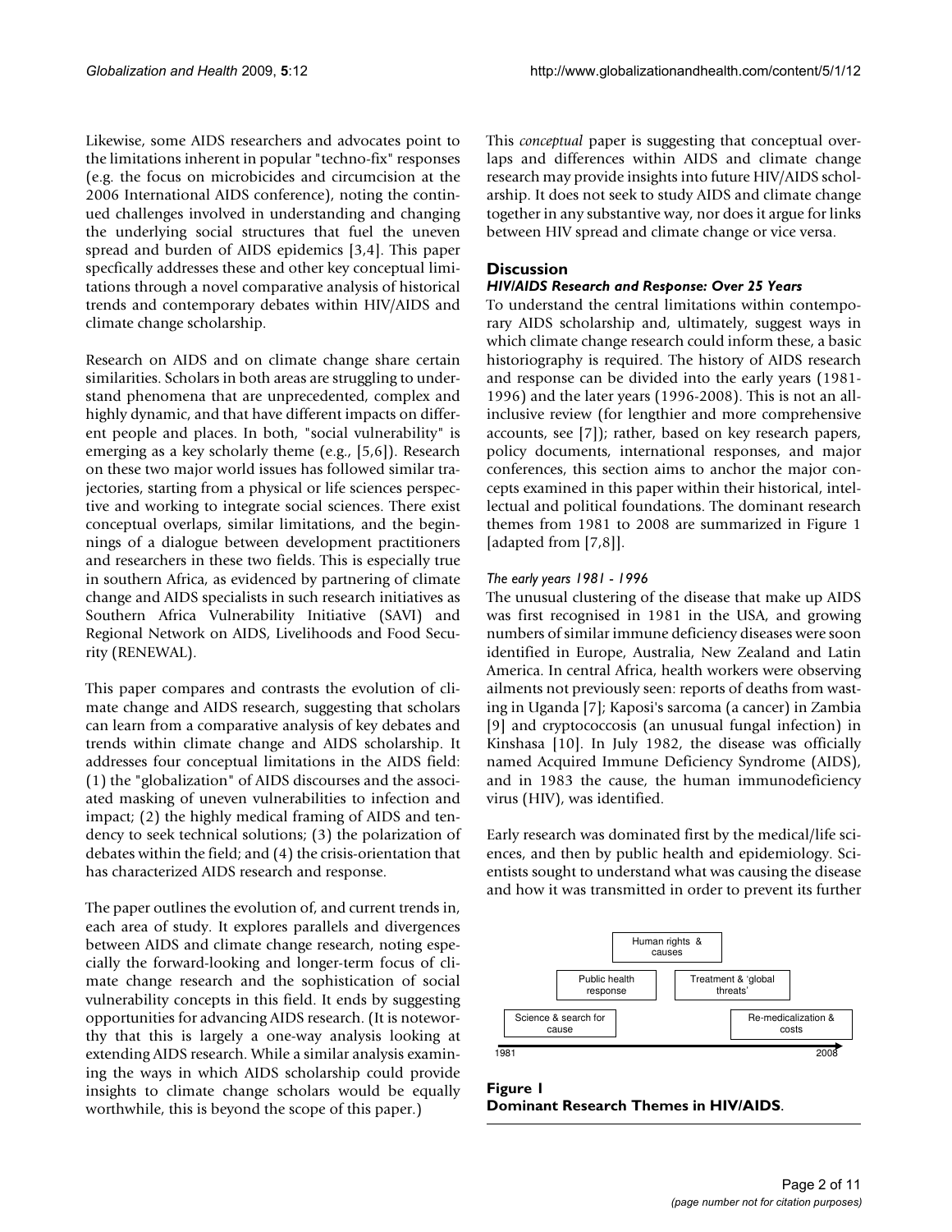Likewise, some AIDS researchers and advocates point to the limitations inherent in popular "techno-fix" responses (e.g. the focus on microbicides and circumcision at the 2006 International AIDS conference), noting the continued challenges involved in understanding and changing the underlying social structures that fuel the uneven spread and burden of AIDS epidemics [3,4]. This paper specfically addresses these and other key conceptual limitations through a novel comparative analysis of historical trends and contemporary debates within HIV/AIDS and climate change scholarship.

Research on AIDS and on climate change share certain similarities. Scholars in both areas are struggling to understand phenomena that are unprecedented, complex and highly dynamic, and that have different impacts on different people and places. In both, "social vulnerability" is emerging as a key scholarly theme (e.g., [5,6]). Research on these two major world issues has followed similar trajectories, starting from a physical or life sciences perspective and working to integrate social sciences. There exist conceptual overlaps, similar limitations, and the beginnings of a dialogue between development practitioners and researchers in these two fields. This is especially true in southern Africa, as evidenced by partnering of climate change and AIDS specialists in such research initiatives as Southern Africa Vulnerability Initiative (SAVI) and Regional Network on AIDS, Livelihoods and Food Security (RENEWAL).

This paper compares and contrasts the evolution of climate change and AIDS research, suggesting that scholars can learn from a comparative analysis of key debates and trends within climate change and AIDS scholarship. It addresses four conceptual limitations in the AIDS field: (1) the "globalization" of AIDS discourses and the associated masking of uneven vulnerabilities to infection and impact; (2) the highly medical framing of AIDS and tendency to seek technical solutions; (3) the polarization of debates within the field; and (4) the crisis-orientation that has characterized AIDS research and response.

The paper outlines the evolution of, and current trends in, each area of study. It explores parallels and divergences between AIDS and climate change research, noting especially the forward-looking and longer-term focus of climate change research and the sophistication of social vulnerability concepts in this field. It ends by suggesting opportunities for advancing AIDS research. (It is noteworthy that this is largely a one-way analysis looking at extending AIDS research. While a similar analysis examining the ways in which AIDS scholarship could provide insights to climate change scholars would be equally worthwhile, this is beyond the scope of this paper.)

This *conceptual* paper is suggesting that conceptual overlaps and differences within AIDS and climate change research may provide insights into future HIV/AIDS scholarship. It does not seek to study AIDS and climate change together in any substantive way, nor does it argue for links between HIV spread and climate change or vice versa.

## Discussion

### *HIV/AIDS Research and Response: Over 25 Years*

To understand the central limitations within contemporary AIDS scholarship and, ultimately, suggest ways in which climate change research could inform these, a basic historiography is required. The history of AIDS research and response can be divided into the early years (1981-1996) and the later years (1996-2008). This is not an all-inclusive review (for lengthier and more comprehensive accounts, see [7]); rather, based on key research papers, policy documents, international responses, and major conferences, this section aims to anchor the major concepts examined in this paper within their historical, intellectual and political foundations. The dominant research themes from 1981 to 2008 are summarized in Figure 1 [adapted from [7,8]].

#### *The early years 1981 - 1996*

The unusual clustering of the disease that make up AIDS was first recognised in 1981 in the USA, and growing numbers of similar immune deficiency diseases were soon identified in Europe, Australia, New Zealand and Latin America. In central Africa, health workers were observing ailments not previously seen: reports of deaths from wasting in Uganda [7]; Kaposi's sarcoma (a cancer) in Zambia [9] and cryptococcosis (an unusual fungal infection) in Kinshasa [10]. In July 1982, the disease was officially named Acquired Immune Deficiency Syndrome (AIDS), and in 1983 the cause, the human immunodeficiency virus (HIV), was identified.

Early research was dominated first by the medical/life sciences, and then by public health and epidemiology. Scientists sought to understand what was causing the disease and how it was transmitted in order to prevent its further

Human rights & causes

Public health response

Treatment & 'global threats'

Science & search for cause

Re-medicalization & costs

1981

2008

**Figure 1**
**Dominant Research Themes in HIV/AIDS**.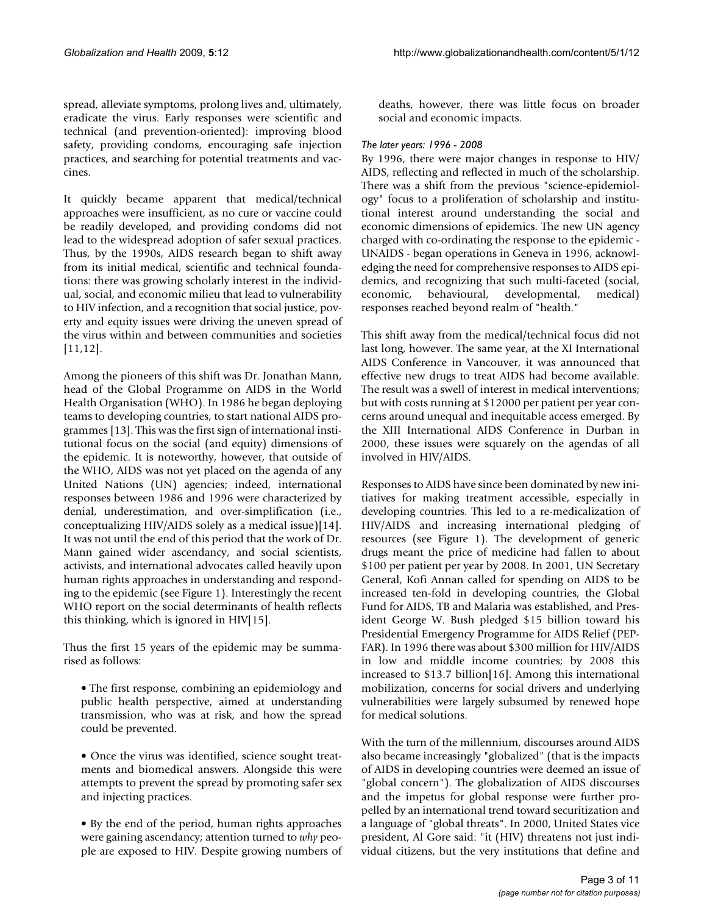spread, alleviate symptoms, prolong lives and, ultimately, eradicate the virus. Early responses were scientific and technical (and prevention-oriented): improving blood safety, providing condoms, encouraging safe injection practices, and searching for potential treatments and vaccines.

It quickly became apparent that medical/technical approaches were insufficient, as no cure or vaccine could be readily developed, and providing condoms did not lead to the widespread adoption of safer sexual practices. Thus, by the 1990s, AIDS research began to shift away from its initial medical, scientific and technical foundations: there was growing scholarly interest in the individual, social, and economic milieu that lead to vulnerability to HIV infection, and a recognition that social justice, poverty and equity issues were driving the uneven spread of the virus within and between communities and societies [11,12].

Among the pioneers of this shift was Dr. Jonathan Mann, head of the Global Programme on AIDS in the World Health Organisation (WHO). In 1986 he began deploying teams to developing countries, to start national AIDS programmes [13]. This was the first sign of international institutional focus on the social (and equity) dimensions of the epidemic. It is noteworthy, however, that outside of the WHO, AIDS was not yet placed on the agenda of any United Nations (UN) agencies; indeed, international responses between 1986 and 1996 were characterized by denial, underestimation, and over-simplification (i.e., conceptualizing HIV/AIDS solely as a medical issue)[14]. It was not until the end of this period that the work of Dr. Mann gained wider ascendancy, and social scientists, activists, and international advocates called heavily upon human rights approaches in understanding and responding to the epidemic (see Figure 1). Interestingly the recent WHO report on the social determinants of health reflects this thinking, which is ignored in HIV[15].

Thus the first 15 years of the epidemic may be summarised as follows:

- The first response, combining an epidemiology and public health perspective, aimed at understanding transmission, who was at risk, and how the spread could be prevented.
- Once the virus was identified, science sought treatments and biomedical answers. Alongside this were attempts to prevent the spread by promoting safer sex and injecting practices.
- By the end of the period, human rights approaches were gaining ascendancy; attention turned to *why* people are exposed to HIV. Despite growing numbers of deaths, however, there was little focus on broader social and economic impacts.

### *The later years: 1996 - 2008*

By 1996, there were major changes in response to HIV/AIDS, reflecting and reflected in much of the scholarship. There was a shift from the previous "science-epidemiology" focus to a proliferation of scholarship and institutional interest around understanding the social and economic dimensions of epidemics. The new UN agency charged with co-ordinating the response to the epidemic - UNAIDS - began operations in Geneva in 1996, acknowledging the need for comprehensive responses to AIDS epidemics, and recognizing that such multi-faceted (social, economic, behavioural, developmental, medical) responses reached beyond realm of "health."

This shift away from the medical/technical focus did not last long, however. The same year, at the XI International AIDS Conference in Vancouver, it was announced that effective new drugs to treat AIDS had become available. The result was a swell of interest in medical interventions; but with costs running at \$12000 per patient per year concerns around unequal and inequitable access emerged. By the XIII International AIDS Conference in Durban in 2000, these issues were squarely on the agendas of all involved in HIV/AIDS.

Responses to AIDS have since been dominated by new initiatives for making treatment accessible, especially in developing countries. This led to a re-medicalization of HIV/AIDS and increasing international pledging of resources (see Figure 1). The development of generic drugs meant the price of medicine had fallen to about \$100 per patient per year by 2008. In 2001, UN Secretary General, Kofi Annan called for spending on AIDS to be increased ten-fold in developing countries, the Global Fund for AIDS, TB and Malaria was established, and President George W. Bush pledged \$15 billion toward his Presidential Emergency Programme for AIDS Relief (PEPFAR). In 1996 there was about \$300 million for HIV/AIDS in low and middle income countries; by 2008 this increased to \$13.7 billion[16]. Among this international mobilization, concerns for social drivers and underlying vulnerabilities were largely subsumed by renewed hope for medical solutions.

With the turn of the millennium, discourses around AIDS also became increasingly "globalized" (that is the impacts of AIDS in developing countries were deemed an issue of "global concern"). The globalization of AIDS discourses and the impetus for global response were further propelled by an international trend toward securitization and a language of "global threats". In 2000, United States vice president, Al Gore said: "it (HIV) threatens not just individual citizens, but the very institutions that define and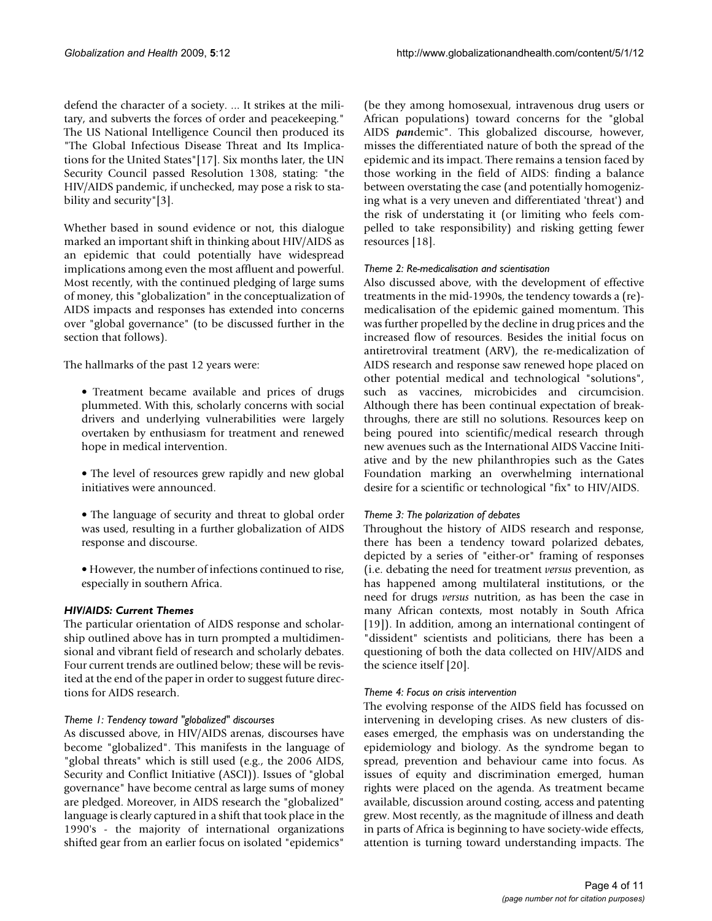defend the character of a society. ... It strikes at the military, and subverts the forces of order and peacekeeping." The US National Intelligence Council then produced its "The Global Infectious Disease Threat and Its Implications for the United States"[17]. Six months later, the UN Security Council passed Resolution 1308, stating: "the HIV/AIDS pandemic, if unchecked, may pose a risk to stability and security"[3].

Whether based in sound evidence or not, this dialogue marked an important shift in thinking about HIV/AIDS as an epidemic that could potentially have widespread implications among even the most affluent and powerful. Most recently, with the continued pledging of large sums of money, this "globalization" in the conceptualization of AIDS impacts and responses has extended into concerns over "global governance" (to be discussed further in the section that follows).

The hallmarks of the past 12 years were:

- Treatment became available and prices of drugs plummeted. With this, scholarly concerns with social drivers and underlying vulnerabilities were largely overtaken by enthusiasm for treatment and renewed hope in medical intervention.

- The level of resources grew rapidly and new global initiatives were announced.

- The language of security and threat to global order was used, resulting in a further globalization of AIDS response and discourse.

- However, the number of infections continued to rise, especially in southern Africa.

### *HIV/AIDS: Current Themes*

The particular orientation of AIDS response and scholarship outlined above has in turn prompted a multidimensional and vibrant field of research and scholarly debates. Four current trends are outlined below; these will be revisited at the end of the paper in order to suggest future directions for AIDS research.

#### *Theme 1: Tendency toward "globalized" discourses*

As discussed above, in HIV/AIDS arenas, discourses have become "globalized". This manifests in the language of "global threats" which is still used (e.g., the 2006 AIDS, Security and Conflict Initiative (ASCI)). Issues of "global governance" have become central as large sums of money are pledged. Moreover, in AIDS research the "globalized" language is clearly captured in a shift that took place in the 1990's - the majority of international organizations shifted gear from an earlier focus on isolated "epidemics" (be they among homosexual, intravenous drug users or African populations) toward concerns for the "global AIDS ***pan***demic". This globalized discourse, however, misses the differentiated nature of both the spread of the epidemic and its impact. There remains a tension faced by those working in the field of AIDS: finding a balance between overstating the case (and potentially homogenizing what is a very uneven and differentiated 'threat') and the risk of understating it (or limiting who feels compelled to take responsibility) and risking getting fewer resources [18].

#### *Theme 2: Re-medicalisation and scientisation*

Also discussed above, with the development of effective treatments in the mid-1990s, the tendency towards a (re)-medicalisation of the epidemic gained momentum. This was further propelled by the decline in drug prices and the increased flow of resources. Besides the initial focus on antiretroviral treatment (ARV), the re-medicalization of AIDS research and response saw renewed hope placed on other potential medical and technological "solutions", such as vaccines, microbicides and circumcision. Although there has been continual expectation of breakthroughs, there are still no solutions. Resources keep on being poured into scientific/medical research through new avenues such as the International AIDS Vaccine Initiative and by the new philanthropies such as the Gates Foundation marking an overwhelming international desire for a scientific or technological "fix" to HIV/AIDS.

#### *Theme 3: The polarization of debates*

Throughout the history of AIDS research and response, there has been a tendency toward polarized debates, depicted by a series of "either-or" framing of responses (i.e. debating the need for treatment *versus* prevention, as has happened among multilateral institutions, or the need for drugs *versus* nutrition, as has been the case in many African contexts, most notably in South Africa [19]). In addition, among an international contingent of "dissident" scientists and politicians, there has been a questioning of both the data collected on HIV/AIDS and the science itself [20].

#### *Theme 4: Focus on crisis intervention*

The evolving response of the AIDS field has focussed on intervening in developing crises. As new clusters of diseases emerged, the emphasis was on understanding the epidemiology and biology. As the syndrome began to spread, prevention and behaviour came into focus. As issues of equity and discrimination emerged, human rights were placed on the agenda. As treatment became available, discussion around costing, access and patenting grew. Most recently, as the magnitude of illness and death in parts of Africa is beginning to have society-wide effects, attention is turning toward understanding impacts. The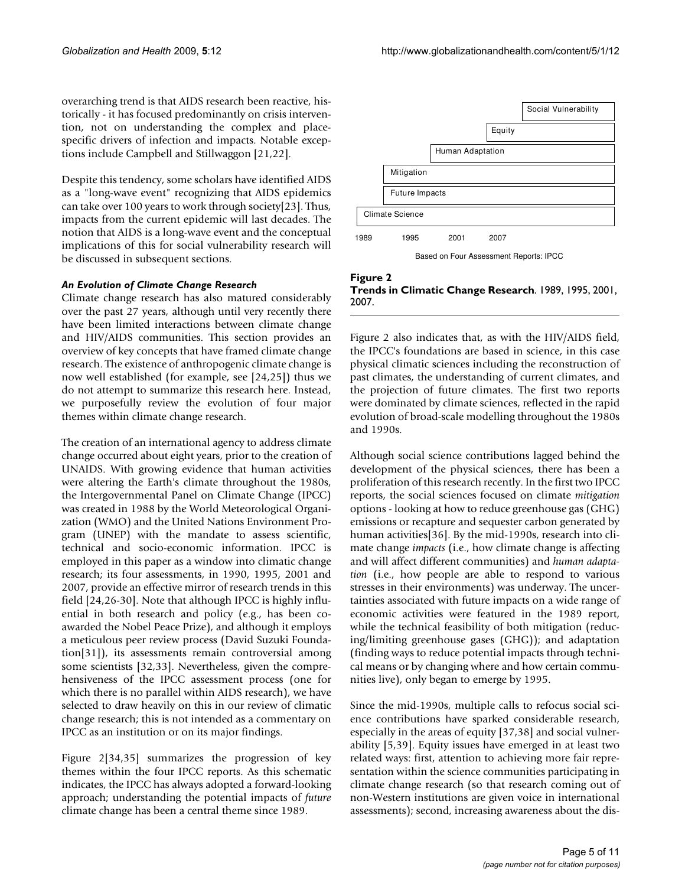overarching trend is that AIDS research been reactive, historically - it has focused predominantly on crisis intervention, not on understanding the complex and place-specific drivers of infection and impacts. Notable exceptions include Campbell and Stillwaggon [21,22].

Despite this tendency, some scholars have identified AIDS as a "long-wave event" recognizing that AIDS epidemics can take over 100 years to work through society[23]. Thus, impacts from the current epidemic will last decades. The notion that AIDS is a long-wave event and the conceptual implications of this for social vulnerability research will be discussed in subsequent sections.

### *An Evolution of Climate Change Research*

Climate change research has also matured considerably over the past 27 years, although until very recently there have been limited interactions between climate change and HIV/AIDS communities. This section provides an overview of key concepts that have framed climate change research. The existence of anthropogenic climate change is now well established (for example, see [24,25]) thus we do not attempt to summarize this research here. Instead, we purposefully review the evolution of four major themes within climate change research.

The creation of an international agency to address climate change occurred about eight years, prior to the creation of UNAIDS. With growing evidence that human activities were altering the Earth's climate throughout the 1980s, the Intergovernmental Panel on Climate Change (IPCC) was created in 1988 by the World Meteorological Organization (WMO) and the United Nations Environment Program (UNEP) with the mandate to assess scientific, technical and socio-economic information. IPCC is employed in this paper as a window into climatic change research; its four assessments, in 1990, 1995, 2001 and 2007, provide an effective mirror of research trends in this field [24,26-30]. Note that although IPCC is highly influential in both research and policy (e.g., has been co-awarded the Nobel Peace Prize), and although it employs a meticulous peer review process (David Suzuki Foundation[31]), its assessments remain controversial among some scientists [32,33]. Nevertheless, given the comprehensiveness of the IPCC assessment process (one for which there is no parallel within AIDS research), we have selected to draw heavily on this in our review of climatic change research; this is not intended as a commentary on IPCC as an institution or on its major findings.

Figure 2[34,35] summarizes the progression of key themes within the four IPCC reports. As this schematic indicates, the IPCC has always adopted a forward-looking approach; understanding the potential impacts of *future* climate change has been a central theme since 1989.

Social Vulnerability

Equity

Human Adaptation

Mitigation

Future Impacts

Climate Science

1989 1995 2001 2007

Based on Four Assessment Reports: IPCC

**Figure 2**
**Trends in Climatic Change Research**. 1989, 1995, 2001, 2007.

Figure 2 also indicates that, as with the HIV/AIDS field, the IPCC's foundations are based in science, in this case physical climatic sciences including the reconstruction of past climates, the understanding of current climates, and the projection of future climates. The first two reports were dominated by climate sciences, reflected in the rapid evolution of broad-scale modelling throughout the 1980s and 1990s.

Although social science contributions lagged behind the development of the physical sciences, there has been a proliferation of this research recently. In the first two IPCC reports, the social sciences focused on climate *mitigation* options - looking at how to reduce greenhouse gas (GHG) emissions or recapture and sequester carbon generated by human activities[36]. By the mid-1990s, research into climate change *impacts* (i.e., how climate change is affecting and will affect different communities) and *human adaptation* (i.e., how people are able to respond to various stresses in their environments) was underway. The uncertainties associated with future impacts on a wide range of economic activities were featured in the 1989 report, while the technical feasibility of both mitigation (reducing/limiting greenhouse gases (GHG)); and adaptation (finding ways to reduce potential impacts through technical means or by changing where and how certain communities live), only began to emerge by 1995.

Since the mid-1990s, multiple calls to refocus social science contributions have sparked considerable research, especially in the areas of equity [37,38] and social vulnerability [5,39]. Equity issues have emerged in at least two related ways: first, attention to achieving more fair representation within the science communities participating in climate change research (so that research coming out of non-Western institutions are given voice in international assessments); second, increasing awareness about the dis-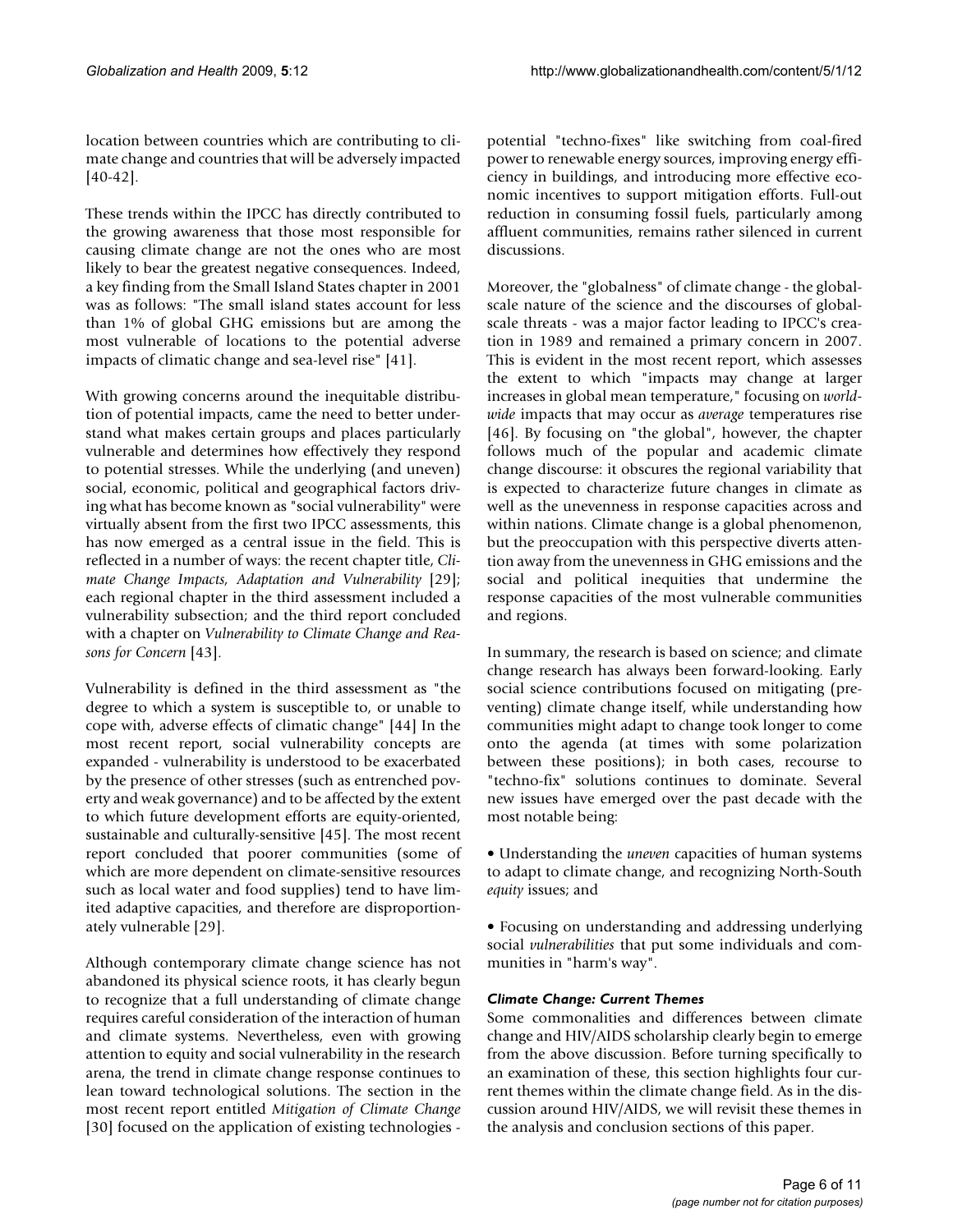location between countries which are contributing to climate change and countries that will be adversely impacted [40-42].

These trends within the IPCC has directly contributed to the growing awareness that those most responsible for causing climate change are not the ones who are most likely to bear the greatest negative consequences. Indeed, a key finding from the Small Island States chapter in 2001 was as follows: "The small island states account for less than 1% of global GHG emissions but are among the most vulnerable of locations to the potential adverse impacts of climatic change and sea-level rise" [41].

With growing concerns around the inequitable distribution of potential impacts, came the need to better understand what makes certain groups and places particularly vulnerable and determines how effectively they respond to potential stresses. While the underlying (and uneven) social, economic, political and geographical factors driving what has become known as "social vulnerability" were virtually absent from the first two IPCC assessments, this has now emerged as a central issue in the field. This is reflected in a number of ways: the recent chapter title, *Climate Change Impacts, Adaptation and Vulnerability* [29]; each regional chapter in the third assessment included a vulnerability subsection; and the third report concluded with a chapter on *Vulnerability to Climate Change and Reasons for Concern* [43].

Vulnerability is defined in the third assessment as "the degree to which a system is susceptible to, or unable to cope with, adverse effects of climatic change" [44] In the most recent report, social vulnerability concepts are expanded - vulnerability is understood to be exacerbated by the presence of other stresses (such as entrenched poverty and weak governance) and to be affected by the extent to which future development efforts are equity-oriented, sustainable and culturally-sensitive [45]. The most recent report concluded that poorer communities (some of which are more dependent on climate-sensitive resources such as local water and food supplies) tend to have limited adaptive capacities, and therefore are disproportionately vulnerable [29].

Although contemporary climate change science has not abandoned its physical science roots, it has clearly begun to recognize that a full understanding of climate change requires careful consideration of the interaction of human and climate systems. Nevertheless, even with growing attention to equity and social vulnerability in the research arena, the trend in climate change response continues to lean toward technological solutions. The section in the most recent report entitled *Mitigation of Climate Change* [30] focused on the application of existing technologies - potential "techno-fixes" like switching from coal-fired power to renewable energy sources, improving energy efficiency in buildings, and introducing more effective economic incentives to support mitigation efforts. Full-out reduction in consuming fossil fuels, particularly among affluent communities, remains rather silenced in current discussions.

Moreover, the "globalness" of climate change - the global-scale nature of the science and the discourses of global-scale threats - was a major factor leading to IPCC's creation in 1989 and remained a primary concern in 2007. This is evident in the most recent report, which assesses the extent to which "impacts may change at larger increases in global mean temperature," focusing on *worldwide* impacts that may occur as *average* temperatures rise [46]. By focusing on "the global", however, the chapter follows much of the popular and academic climate change discourse: it obscures the regional variability that is expected to characterize future changes in climate as well as the unevenness in response capacities across and within nations. Climate change is a global phenomenon, but the preoccupation with this perspective diverts attention away from the unevenness in GHG emissions and the social and political inequities that undermine the response capacities of the most vulnerable communities and regions.

In summary, the research is based on science; and climate change research has always been forward-looking. Early social science contributions focused on mitigating (preventing) climate change itself, while understanding how communities might adapt to change took longer to come onto the agenda (at times with some polarization between these positions); in both cases, recourse to "techno-fix" solutions continues to dominate. Several new issues have emerged over the past decade with the most notable being:

• Understanding the *uneven* capacities of human systems to adapt to climate change, and recognizing North-South *equity* issues; and

• Focusing on understanding and addressing underlying social *vulnerabilities* that put some individuals and communities in "harm's way".

### *Climate Change: Current Themes*

Some commonalities and differences between climate change and HIV/AIDS scholarship clearly begin to emerge from the above discussion. Before turning specifically to an examination of these, this section highlights four current themes within the climate change field. As in the discussion around HIV/AIDS, we will revisit these themes in the analysis and conclusion sections of this paper.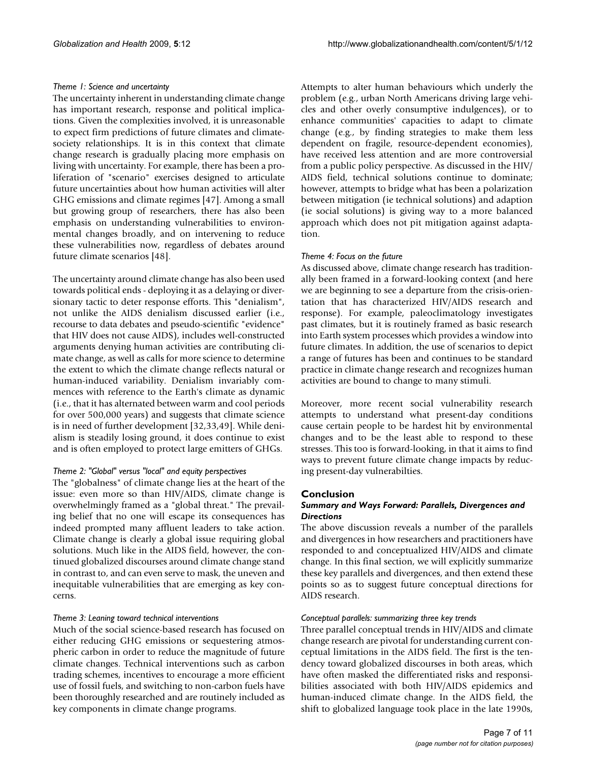*Theme 1: Science and uncertainty*

The uncertainty inherent in understanding climate change has important research, response and political implications. Given the complexities involved, it is unreasonable to expect firm predictions of future climates and climate-society relationships. It is in this context that climate change research is gradually placing more emphasis on living with uncertainty. For example, there has been a proliferation of "scenario" exercises designed to articulate future uncertainties about how human activities will alter GHG emissions and climate regimes [47]. Among a small but growing group of researchers, there has also been emphasis on understanding vulnerabilities to environmental changes broadly, and on intervening to reduce these vulnerabilities now, regardless of debates around future climate scenarios [48].

The uncertainty around climate change has also been used towards political ends - deploying it as a delaying or diversionary tactic to deter response efforts. This "denialism", not unlike the AIDS denialism discussed earlier (i.e., recourse to data debates and pseudo-scientific "evidence" that HIV does not cause AIDS), includes well-constructed arguments denying human activities are contributing climate change, as well as calls for more science to determine the extent to which the climate change reflects natural or human-induced variability. Denialism invariably commences with reference to the Earth's climate as dynamic (i.e., that it has alternated between warm and cool periods for over 500,000 years) and suggests that climate science is in need of further development [32,33,49]. While denialism is steadily losing ground, it does continue to exist and is often employed to protect large emitters of GHGs.

*Theme 2: "Global" versus "local" and equity perspectives*

The "globalness" of climate change lies at the heart of the issue: even more so than HIV/AIDS, climate change is overwhelmingly framed as a "global threat." The prevailing belief that no one will escape its consequences has indeed prompted many affluent leaders to take action. Climate change is clearly a global issue requiring global solutions. Much like in the AIDS field, however, the continued globalized discourses around climate change stand in contrast to, and can even serve to mask, the uneven and inequitable vulnerabilities that are emerging as key concerns.

*Theme 3: Leaning toward technical interventions*

Much of the social science-based research has focused on either reducing GHG emissions or sequestering atmospheric carbon in order to reduce the magnitude of future climate changes. Technical interventions such as carbon trading schemes, incentives to encourage a more efficient use of fossil fuels, and switching to non-carbon fuels have been thoroughly researched and are routinely included as key components in climate change programs.

Attempts to alter human behaviours which underly the problem (e.g., urban North Americans driving large vehicles and other overly consumptive indulgences), or to enhance communities' capacities to adapt to climate change (e.g., by finding strategies to make them less dependent on fragile, resource-dependent economies), have received less attention and are more controversial from a public policy perspective. As discussed in the HIV/AIDS field, technical solutions continue to dominate; however, attempts to bridge what has been a polarization between mitigation (ie technical solutions) and adaption (ie social solutions) is giving way to a more balanced approach which does not pit mitigation against adaptation.

*Theme 4: Focus on the future*

As discussed above, climate change research has traditionally been framed in a forward-looking context (and here we are beginning to see a departure from the crisis-orientation that has characterized HIV/AIDS research and response). For example, paleoclimatology investigates past climates, but it is routinely framed as basic research into Earth system processes which provides a window into future climates. In addition, the use of scenarios to depict a range of futures has been and continues to be standard practice in climate change research and recognizes human activities are bound to change to many stimuli.

Moreover, more recent social vulnerability research attempts to understand what present-day conditions cause certain people to be hardest hit by environmental changes and to be the least able to respond to these stresses. This too is forward-looking, in that it aims to find ways to prevent future climate change impacts by reducing present-day vulnerabilties.

## Conclusion

### *Summary and Ways Forward: Parallels, Divergences and Directions*

The above discussion reveals a number of the parallels and divergences in how researchers and practitioners have responded to and conceptualized HIV/AIDS and climate change. In this final section, we will explicitly summarize these key parallels and divergences, and then extend these points so as to suggest future conceptual directions for AIDS research.

*Conceptual parallels: summarizing three key trends*

Three parallel conceptual trends in HIV/AIDS and climate change research are pivotal for understanding current conceptual limitations in the AIDS field. The first is the tendency toward globalized discourses in both areas, which have often masked the differentiated risks and responsibilities associated with both HIV/AIDS epidemics and human-induced climate change. In the AIDS field, the shift to globalized language took place in the late 1990s,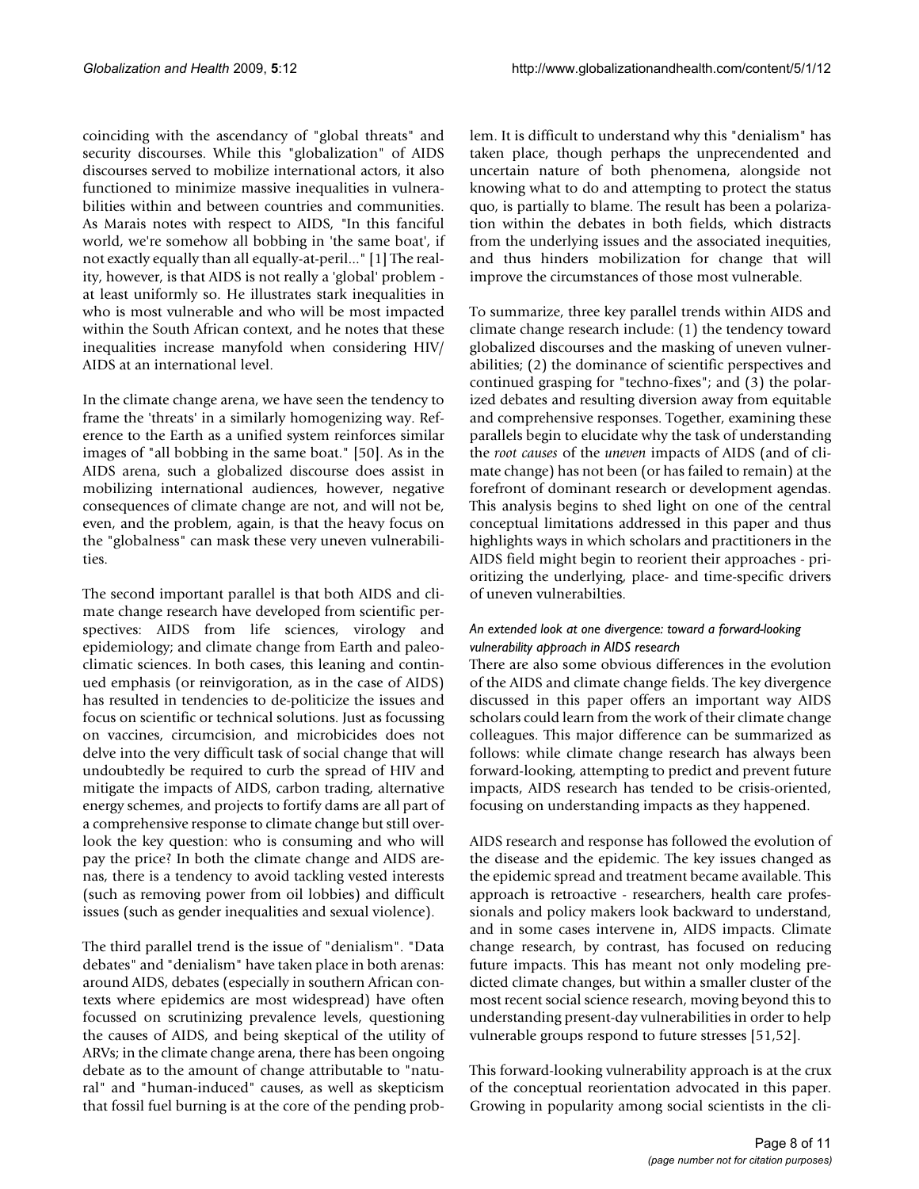coinciding with the ascendancy of "global threats" and security discourses. While this "globalization" of AIDS discourses served to mobilize international actors, it also functioned to minimize massive inequalities in vulnerabilities within and between countries and communities. As Marais notes with respect to AIDS, "In this fanciful world, we're somehow all bobbing in 'the same boat', if not exactly equally than all equally-at-peril..." [1] The reality, however, is that AIDS is not really a 'global' problem - at least uniformly so. He illustrates stark inequalities in who is most vulnerable and who will be most impacted within the South African context, and he notes that these inequalities increase manyfold when considering HIV/AIDS at an international level.

In the climate change arena, we have seen the tendency to frame the 'threats' in a similarly homogenizing way. Reference to the Earth as a unified system reinforces similar images of "all bobbing in the same boat." [50]. As in the AIDS arena, such a globalized discourse does assist in mobilizing international audiences, however, negative consequences of climate change are not, and will not be, even, and the problem, again, is that the heavy focus on the "globalness" can mask these very uneven vulnerabilities.

The second important parallel is that both AIDS and climate change research have developed from scientific perspectives: AIDS from life sciences, virology and epidemiology; and climate change from Earth and paleoclimatic sciences. In both cases, this leaning and continued emphasis (or reinvigoration, as in the case of AIDS) has resulted in tendencies to de-politicize the issues and focus on scientific or technical solutions. Just as focussing on vaccines, circumcision, and microbicides does not delve into the very difficult task of social change that will undoubtedly be required to curb the spread of HIV and mitigate the impacts of AIDS, carbon trading, alternative energy schemes, and projects to fortify dams are all part of a comprehensive response to climate change but still overlook the key question: who is consuming and who will pay the price? In both the climate change and AIDS arenas, there is a tendency to avoid tackling vested interests (such as removing power from oil lobbies) and difficult issues (such as gender inequalities and sexual violence).

The third parallel trend is the issue of "denialism". "Data debates" and "denialism" have taken place in both arenas: around AIDS, debates (especially in southern African contexts where epidemics are most widespread) have often focussed on scrutinizing prevalence levels, questioning the causes of AIDS, and being skeptical of the utility of ARVs; in the climate change arena, there has been ongoing debate as to the amount of change attributable to "natural" and "human-induced" causes, as well as skepticism that fossil fuel burning is at the core of the pending problem. It is difficult to understand why this "denialism" has taken place, though perhaps the unprecendented and uncertain nature of both phenomena, alongside not knowing what to do and attempting to protect the status quo, is partially to blame. The result has been a polarization within the debates in both fields, which distracts from the underlying issues and the associated inequities, and thus hinders mobilization for change that will improve the circumstances of those most vulnerable.

To summarize, three key parallel trends within AIDS and climate change research include: (1) the tendency toward globalized discourses and the masking of uneven vulnerabilities; (2) the dominance of scientific perspectives and continued grasping for "techno-fixes"; and (3) the polarized debates and resulting diversion away from equitable and comprehensive responses. Together, examining these parallels begin to elucidate why the task of understanding the *root causes* of the *uneven* impacts of AIDS (and of climate change) has not been (or has failed to remain) at the forefront of dominant research or development agendas. This analysis begins to shed light on one of the central conceptual limitations addressed in this paper and thus highlights ways in which scholars and practitioners in the AIDS field might begin to reorient their approaches - prioritizing the underlying, place- and time-specific drivers of uneven vulnerabilties.

#### *An extended look at one divergence: toward a forward-looking vulnerability approach in AIDS research*

There are also some obvious differences in the evolution of the AIDS and climate change fields. The key divergence discussed in this paper offers an important way AIDS scholars could learn from the work of their climate change colleagues. This major difference can be summarized as follows: while climate change research has always been forward-looking, attempting to predict and prevent future impacts, AIDS research has tended to be crisis-oriented, focusing on understanding impacts as they happened.

AIDS research and response has followed the evolution of the disease and the epidemic. The key issues changed as the epidemic spread and treatment became available. This approach is retroactive - researchers, health care professionals and policy makers look backward to understand, and in some cases intervene in, AIDS impacts. Climate change research, by contrast, has focused on reducing future impacts. This has meant not only modeling predicted climate changes, but within a smaller cluster of the most recent social science research, moving beyond this to understanding present-day vulnerabilities in order to help vulnerable groups respond to future stresses [51,52].

This forward-looking vulnerability approach is at the crux of the conceptual reorientation advocated in this paper. Growing in popularity among social scientists in the cli-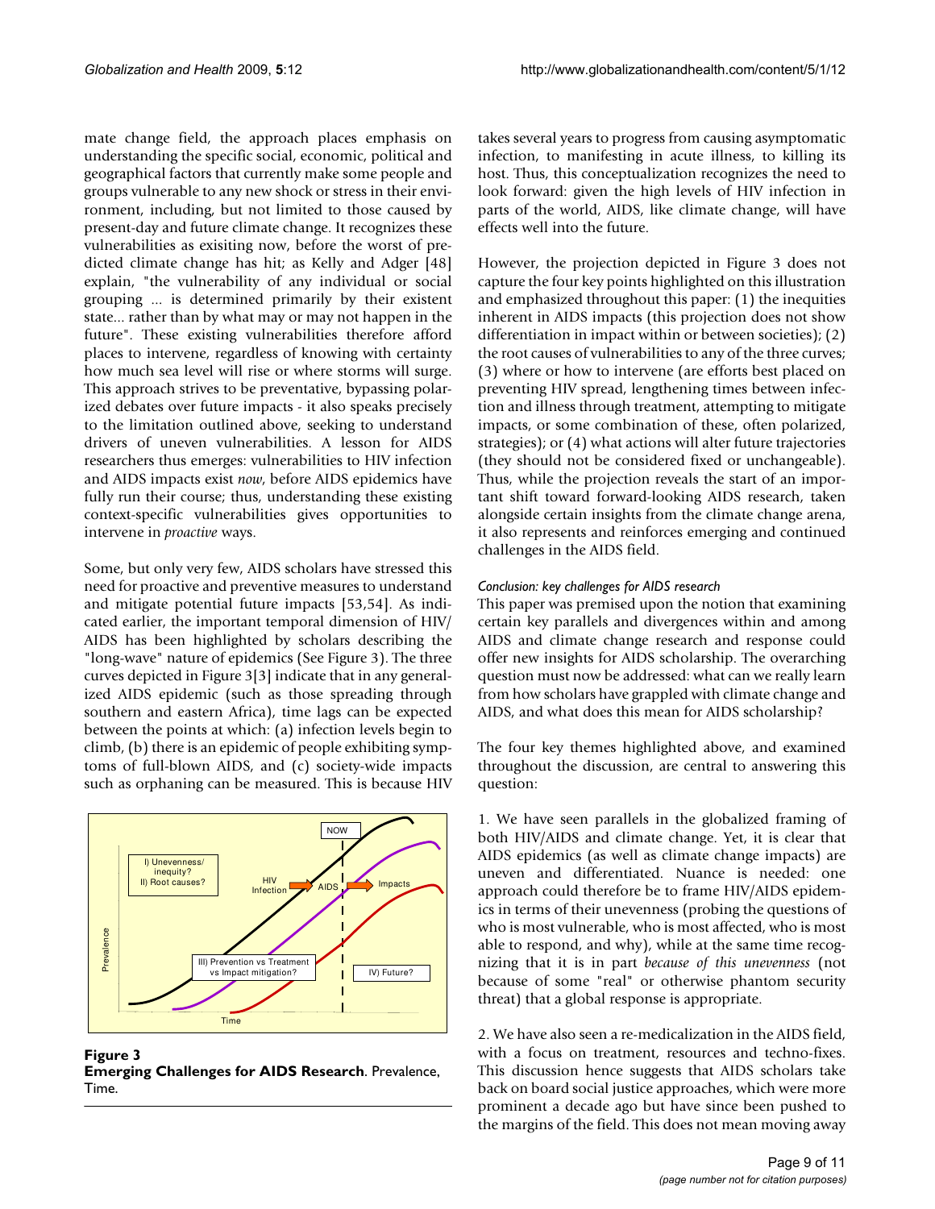mate change field, the approach places emphasis on understanding the specific social, economic, political and geographical factors that currently make some people and groups vulnerable to any new shock or stress in their environment, including, but not limited to those caused by present-day and future climate change. It recognizes these vulnerabilities as exisiting now, before the worst of predicted climate change has hit; as Kelly and Adger [48] explain, "the vulnerability of any individual or social grouping ... is determined primarily by their existent state... rather than by what may or may not happen in the future". These existing vulnerabilities therefore afford places to intervene, regardless of knowing with certainty how much sea level will rise or where storms will surge. This approach strives to be preventative, bypassing polarized debates over future impacts - it also speaks precisely to the limitation outlined above, seeking to understand drivers of uneven vulnerabilities. A lesson for AIDS researchers thus emerges: vulnerabilities to HIV infection and AIDS impacts exist *now*, before AIDS epidemics have fully run their course; thus, understanding these existing context-specific vulnerabilities gives opportunities to intervene in *proactive* ways.

Some, but only very few, AIDS scholars have stressed this need for proactive and preventive measures to understand and mitigate potential future impacts [53,54]. As indicated earlier, the important temporal dimension of HIV/AIDS has been highlighted by scholars describing the "long-wave" nature of epidemics (See Figure 3). The three curves depicted in Figure 3[3] indicate that in any generalized AIDS epidemic (such as those spreading through southern and eastern Africa), time lags can be expected between the points at which: (a) infection levels begin to climb, (b) there is an epidemic of people exhibiting symptoms of full-blown AIDS, and (c) society-wide impacts such as orphaning can be measured. This is because HIV takes several years to progress from causing asymptomatic infection, to manifesting in acute illness, to killing its host. Thus, this conceptualization recognizes the need to look forward: given the high levels of HIV infection in parts of the world, AIDS, like climate change, will have effects well into the future.

NOW

I) Unevenness/ inequity?
II) Root causes?

HIV Infection

AIDS

Impacts

Prevalence

III) Prevention vs Treatment vs Impact mitigation?

IV) Future?

Time

**Figure 3**
**Emerging Challenges for AIDS Research**. Prevalence, Time.

However, the projection depicted in Figure 3 does not capture the four key points highlighted on this illustration and emphasized throughout this paper: (1) the inequities inherent in AIDS impacts (this projection does not show differentiation in impact within or between societies); (2) the root causes of vulnerabilities to any of the three curves; (3) where or how to intervene (are efforts best placed on preventing HIV spread, lengthening times between infection and illness through treatment, attempting to mitigate impacts, or some combination of these, often polarized, strategies); or (4) what actions will alter future trajectories (they should not be considered fixed or unchangeable). Thus, while the projection reveals the start of an important shift toward forward-looking AIDS research, taken alongside certain insights from the climate change arena, it also represents and reinforces emerging and continued challenges in the AIDS field.

#### *Conclusion: key challenges for AIDS research*

This paper was premised upon the notion that examining certain key parallels and divergences within and among AIDS and climate change research and response could offer new insights for AIDS scholarship. The overarching question must now be addressed: what can we really learn from how scholars have grappled with climate change and AIDS, and what does this mean for AIDS scholarship?

The four key themes highlighted above, and examined throughout the discussion, are central to answering this question:

1. We have seen parallels in the globalized framing of both HIV/AIDS and climate change. Yet, it is clear that AIDS epidemics (as well as climate change impacts) are uneven and differentiated. Nuance is needed: one approach could therefore be to frame HIV/AIDS epidemics in terms of their unevenness (probing the questions of who is most vulnerable, who is most affected, who is most able to respond, and why), while at the same time recognizing that it is in part *because of this unevenness* (not because of some "real" or otherwise phantom security threat) that a global response is appropriate.

2. We have also seen a re-medicalization in the AIDS field, with a focus on treatment, resources and techno-fixes. This discussion hence suggests that AIDS scholars take back on board social justice approaches, which were more prominent a decade ago but have since been pushed to the margins of the field. This does not mean moving away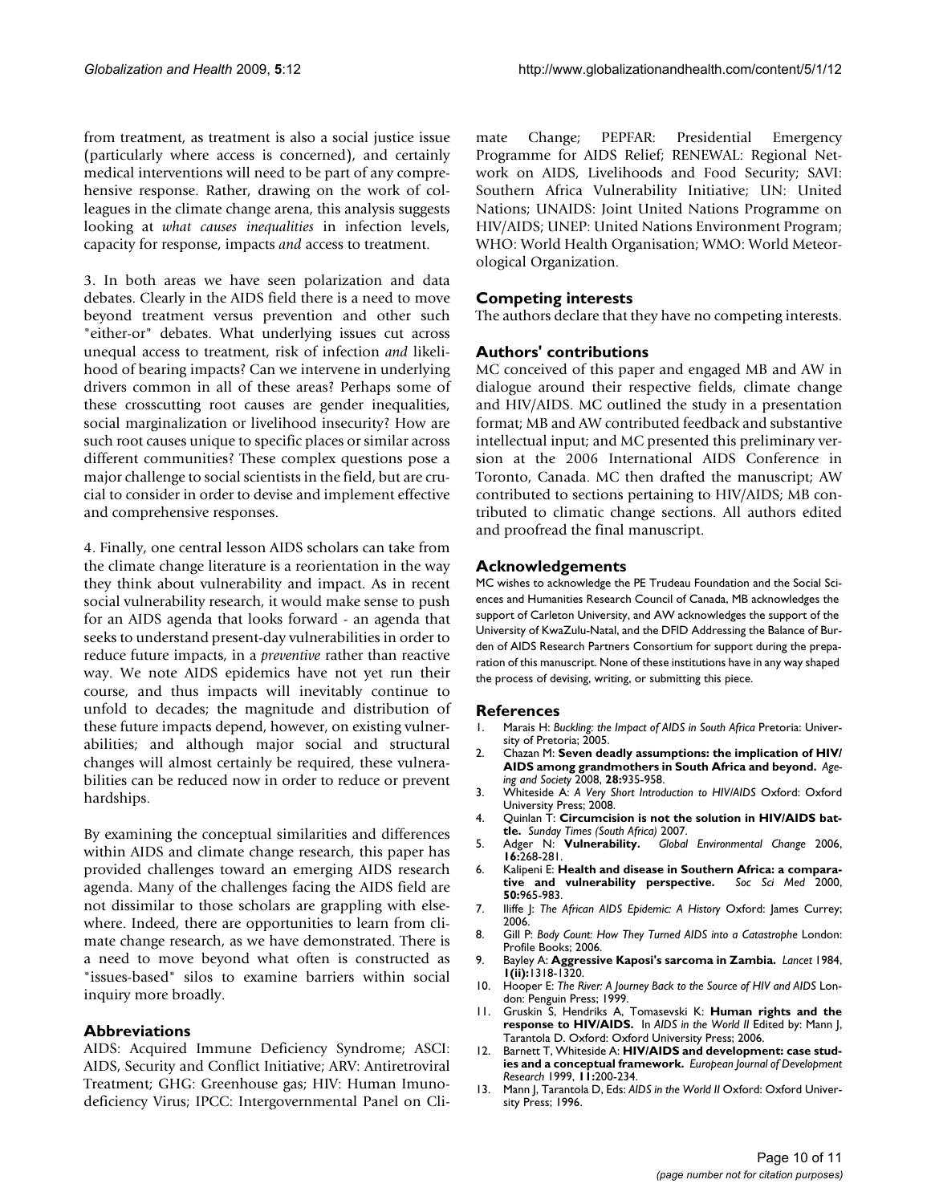from treatment, as treatment is also a social justice issue (particularly where access is concerned), and certainly medical interventions will need to be part of any comprehensive response. Rather, drawing on the work of colleagues in the climate change arena, this analysis suggests looking at *what causes inequalities* in infection levels, capacity for response, impacts *and* access to treatment.

3. In both areas we have seen polarization and data debates. Clearly in the AIDS field there is a need to move beyond treatment versus prevention and other such "either-or" debates. What underlying issues cut across unequal access to treatment, risk of infection *and* likelihood of bearing impacts? Can we intervene in underlying drivers common in all of these areas? Perhaps some of these crosscutting root causes are gender inequalities, social marginalization or livelihood insecurity? How are such root causes unique to specific places or similar across different communities? These complex questions pose a major challenge to social scientists in the field, but are crucial to consider in order to devise and implement effective and comprehensive responses.

4. Finally, one central lesson AIDS scholars can take from the climate change literature is a reorientation in the way they think about vulnerability and impact. As in recent social vulnerability research, it would make sense to push for an AIDS agenda that looks forward - an agenda that seeks to understand present-day vulnerabilities in order to reduce future impacts, in a *preventive* rather than reactive way. We note AIDS epidemics have not yet run their course, and thus impacts will inevitably continue to unfold to decades; the magnitude and distribution of these future impacts depend, however, on existing vulnerabilities; and although major social and structural changes will almost certainly be required, these vulnerabilities can be reduced now in order to reduce or prevent hardships.

By examining the conceptual similarities and differences within AIDS and climate change research, this paper has provided challenges toward an emerging AIDS research agenda. Many of the challenges facing the AIDS field are not dissimilar to those scholars are grappling with elsewhere. Indeed, there are opportunities to learn from climate change research, as we have demonstrated. There is a need to move beyond what often is constructed as "issues-based" silos to examine barriers within social inquiry more broadly.

## Abbreviations

AIDS: Acquired Immune Deficiency Syndrome; ASCI: AIDS, Security and Conflict Initiative; ARV: Antiretroviral Treatment; GHG: Greenhouse gas; HIV: Human Imunodeficiency Virus; IPCC: Intergovernmental Panel on Climate Change; PEPFAR: Presidential Emergency Programme for AIDS Relief; RENEWAL: Regional Network on AIDS, Livelihoods and Food Security; SAVI: Southern Africa Vulnerability Initiative; UN: United Nations; UNAIDS: Joint United Nations Programme on HIV/AIDS; UNEP: United Nations Environment Program; WHO: World Health Organisation; WMO: World Meteorological Organization.

## Competing interests

The authors declare that they have no competing interests.

## Authors' contributions

MC conceived of this paper and engaged MB and AW in dialogue around their respective fields, climate change and HIV/AIDS. MC outlined the study in a presentation format; MB and AW contributed feedback and substantive intellectual input; and MC presented this preliminary version at the 2006 International AIDS Conference in Toronto, Canada. MC then drafted the manuscript; AW contributed to sections pertaining to HIV/AIDS; MB contributed to climatic change sections. All authors edited and proofread the final manuscript.

## Acknowledgements

MC wishes to acknowledge the PE Trudeau Foundation and the Social Sciences and Humanities Research Council of Canada, MB acknowledges the support of Carleton University, and AW acknowledges the support of the University of KwaZulu-Natal, and the DFID Addressing the Balance of Burden of AIDS Research Partners Consortium for support during the preparation of this manuscript. None of these institutions have in any way shaped the process of devising, writing, or submitting this piece.

## References

1. Marais H: *Buckling: the Impact of AIDS in South Africa* Pretoria: University of Pretoria; 2005.
2. Chazan M: **Seven deadly assumptions: the implication of HIV/AIDS among grandmothers in South Africa and beyond.** *Ageing and Society* 2008, **28:**935-958.
3. Whiteside A: *A Very Short Introduction to HIV/AIDS* Oxford: Oxford University Press; 2008.
4. Quinlan T: **Circumcision is not the solution in HIV/AIDS battle.** *Sunday Times (South Africa)* 2007.
5. Adger N: **Vulnerability.** *Global Environmental Change* 2006, **16:**268-281.
6. Kalipeni E: **Health and disease in Southern Africa: a comparative and vulnerability perspective.** *Soc Sci Med* 2000, **50:**965-983.
7. Iliffe J: *The African AIDS Epidemic: A History* Oxford: James Currey; 2006.
8. Gill P: *Body Count: How They Turned AIDS into a Catastrophe* London: Profile Books; 2006.
9. Bayley A: **Aggressive Kaposi's sarcoma in Zambia.** *Lancet* 1984, **1(ii):**1318-1320.
10. Hooper E: *The River: A Journey Back to the Source of HIV and AIDS* London: Penguin Press; 1999.
11. Gruskin S, Hendriks A, Tomasevski K: **Human rights and the response to HIV/AIDS.** In *AIDS in the World II* Edited by: Mann J, Tarantola D. Oxford: Oxford University Press; 2006.
12. Barnett T, Whiteside A: **HIV/AIDS and development: case studies and a conceptual framework.** *European Journal of Development Research* 1999, **11:**200-234.
13. Mann J, Tarantola D, Eds: *AIDS in the World II* Oxford: Oxford University Press; 1996.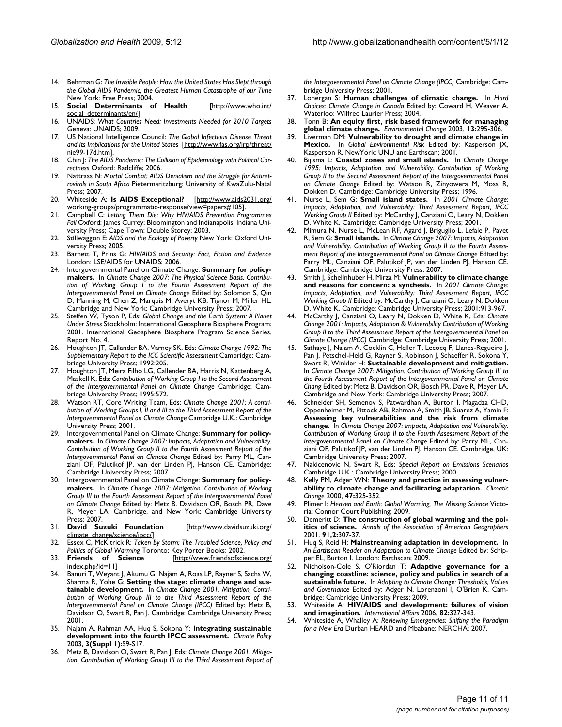14. Behrman G: *The Invisible People: How the United States Has Slept through the Global AIDS Pandemic, the Greatest Human Catastrophe of our Time* New York: Free Press; 2004.
15. **Social Determinants of Health** [http://www.who.int/social_determinants/en/]
16. UNAIDS: *What Countries Need: Investments Needed for 2010 Targets* Geneva: UNAIDS; 2009.
17. US National Intelligence Council: *The Global Infectious Disease Threat and Its Implications for the United States* [http://www.fas.org/irp/threat/nie99-17d.htm].
18. Chin J: *The AIDS Pandemic: The Collision of Epidemiology with Political Correctness* Oxford: Radcliffe; 2006.
19. Nattrass N: *Mortal Combat: AIDS Denialism and the Struggle for Antiretrovirals in South Africa* Pietermaritzburg: University of KwaZulu-Natal Press; 2007.
20. Whiteside A: **Is AIDS Exceptional?** [http://www.aids2031.org/working-groups/programmatic-response?view=papers#105].
21. Campbell C: *Letting Them Die: Why HIV/AIDS Prevention Programmes Fail* Oxford: James Currey; Bloomington and Indianapolis: Indiana University Press; Cape Town: Double Storey; 2003.
22. Stillwaggon E: *AIDS and the Ecology of Poverty* New York: Oxford University Press; 2005.
23. Barnett T, Prins G: *HIV/AIDS and Security: Fact, Fiction and Evidence* London: LSE/AIDS for UNAIDS; 2006.
24. Intergovernmental Panel on Climate Change: **Summary for policymakers.** In *Climate Change 2007: The Physical Science Basis. Contribution of Working Group I to the Fourth Assessment Report of the Intergovernmental Panel on Climate Change* Edited by: Solomon S, Qin D, Manning M, Chen Z, Marquis M, Averyt KB, Tignor M, Miller HL. Cambridge and New York: Cambridge University Press; 2007.
25. Steffen W, Tyson P, Eds: *Global Change and the Earth System: A Planet Under Stress* Stockholm: International Geosphere Biosphere Program; 2001. International Geosphere Biosphere Program Science Series, Report No. 4.
26. Houghton JT, Callander BA, Varney SK, Eds: *Climate Change 1992: The Supplementary Report to the ICC Scientific Assessment* Cambridge: Cambridge University Press; 1992:205.
27. Houghton JT, Meira Filho LG, Callender BA, Harris N, Kattenberg A, Maskell K, Eds: *Contribution of Working Group I to the Second Assessment of the Intergovernmental Panel on Climate Change* Cambridge: Cambridge University Press; 1995:572.
28. Watson RT, Core Writing Team, Eds: *Climate Change 2001: A contribution of Working Groups I, II and III to the Third Assessment Report of the Intergovernmental Panel on Climate Change* Cambridge U.K.: Cambridge University Press; 2001.
29. Intergovernmental Panel on Climate Change: **Summary for policymakers.** In *Climate Change 2007: Impacts, Adaptation and Vulnerability. Contribution of Working Group II to the Fourth Assessment Report of the Intergovernmental Panel on Climate Change* Edited by: Parry ML, Canziani OF, Palutikof JP, van der Linden PJ, Hanson CE. Cambridge: Cambridge University Press; 2007.
30. Intergovernmental Panel on Climate Change: **Summary for policymakers.** In *Climate Change 2007: Mitigation. Contribution of Working Group III to the Fourth Assessment Report of the Intergovernmental Panel on Climate Change* Edited by: Metz B, Davidson OR, Bosch PR, Dave R, Meyer LA. Cambridge. and New York: Cambridge University Press; 2007.
31. **David Suzuki Foundation** [http://www.davidsuzuki.org/climate_change/science/ipcc/]
32. Essex C, McKitrick R: *Taken By Storm: The Troubled Science, Policy and Politics of Global Warming* Toronto: Key Porter Books; 2002.
33. **Friends of Science** [http://www.friendsofscience.org/index.php?id=11]
34. Banuri T, Weyant J, Akumu G, Najam A, Roas LP, Rayner S, Sachs W, Sharma R, Yohe G: **Setting the stage: climate change and sustainable development.** In *Climate Change 2001: Mitigation, Contribution of Working Group III to the Third Assessment Report of the Intergovernmental Panel on Climate Change (IPCC)* Edited by: Metz B, Davidson O, Swart R, Pan J. Cambridge: Cambridge University Press; 2001.
35. Najam A, Rahman AA, Huq S, Sokona Y: **Integrating sustainable development into the fourth IPCC assessment.** *Climate Policy* 2003, **3(Suppl 1):**S9-S17.
36. Metz B, Davidson O, Swart R, Pan J, Eds: *Climate Change 2001: Mitigation, Contribution of Working Group III to the Third Assessment Report of the Intergovernmental Panel on Climate Change (IPCC)* Cambridge: Cambridge University Press; 2001.
37. Lonergan S: **Human challenges of climatic change.** In *Hard Choices: Climate Change in Canada* Edited by: Coward H, Weaver A. Waterloo: Wilfred Laurier Press; 2004.
38. Tonn B: **An equity first, risk based framework for managing global climate change.** *Environmental Change* 2003, **13:**295-306.
39. Liverman DM: **Vulnerability to drought and climate change in Mexico.** In *Global Environmental Risk* Edited by: Kasperson JX, Kasperson R. NewYork: UNU and Earthscan; 2001.
40. Bijlsma L: **Coastal zones and small islands.** In *Climate Change 1995: Impacts, Adaptations and Vulnerability. Contribution of Working Group II to the Second Assessment Report of the Intergovernmental Panel on Climate Change* Edited by: Watson R, Zinyowera M, Moss R, Dokken D. Cambridge: Cambridge University Press; 1996.
41. Nurse L, Sem G: **Small island states.** In *2001 Climate Change: Impacts, Adaptation, and Vulnerability: Third Assessment Report, IPCC Working Group II* Edited by: McCarthy J, Canziani O, Leary N, Dokken D, White K. Cambridge: Cambridge University Press; 2001.
42. Mimura N, Nurse L, McLean RF, Agard J, Briguglio L, Lefale P, Payet R, Sem G: **Small islands.** In *Climate Change 2007: Impacts, Adaptation and Vulnerability. Contribution of Working Group II to the Fourth Assessment Report of the Intergovernmental Panel on Climate Change* Edited by: Parry ML, Canziani OF, Palutikof JP, van der Linden PJ, Hanson CE. Cambridge: Cambridge University Press; 2007.
43. Smith J, Schellnhuber H, Mirza M: **Vulnerability to climate change and reasons for concern: a synthesis.** In *2001 Climate Change: Impacts, Adaptation, and Vulnerability: Third Assessment Report, IPCC Working Group II* Edited by: McCarthy J, Canziani O, Leary N, Dokken D, White K. Cambridge: Cambridge University Press; 2001:913-967.
44. McCarthy J, Canziani O, Leary N, Dokken D, White K, Eds: *Climate Change 2001: Impacts, Adaptation & Vulnerability Contribution of Working Group II to the Third Assessment Report of the Intergovernmental Panel on Climate Change (IPCC)* Cambridge: Cambridge University Press; 2001.
45. Sathaye J, Najam A, Cocklin C, Heller T, Lecocq F, Llanes-Regueiro J, Pan J, Petschel-Held G, Rayner S, Robinson J, Schaeffer R, Sokona Y, Swart R, Winkler H: **Sustainable development and mitigation.** In *Climate Change 2007: Mitigation. Contribution of Working Group III to the Fourth Assessment Report of the Intergovernmental Panel on Climate Chang* Edited by: Metz B, Davidson OR, Bosch PR, Dave R, Meyer LA. Cambridge and New York: Cambridge University Press; 2007.
46. Schneider SH, Semenov S, Patwardhan A, Burton I, Magadza CHD, Oppenheimer M, Pittock AB, Rahman A, Smith JB, Suarez A, Yamin F: **Assessing key vulnerabilities and the risk from climate change.** In *Climate Change 2007: Impacts, Adaptation and Vulnerability. Contribution of Working Group II to the Fourth Assessment Report of the Intergovernmental Panel on Climate Change* Edited by: Parry ML, Canziani OF, Palutikof JP, van der Linden PJ, Hanson CE. Cambridge, UK: Cambridge University Press; 2007.
47. Nakicenovic N, Swart R, Eds: *Special Report on Emissions Scenarios* Cambridge U.K.: Cambridge University Press; 2000.
48. Kelly PM, Adger WN: **Theory and practice in assessing vulnerability to climate change and facilitating adaptation.** *Climatic Change* 2000, **47:**325-352.
49. Plimer I: *Heaven and Earth: Global Warming, The Missing Science* Victoria: Connor Court Publishing; 2009.
50. Demeritt D: **The construction of global warming and the politics of science.** *Annals of the Association of American Geographers* 2001, **91,2:**307-37.
51. Huq S, Reid H: **Mainstreaming adaptation in development.** In *An Earthscan Reader on Adaptation to Climate Change* Edited by: Schipper EL, Burton I. London: Earthscan; 2009.
52. Nicholson-Cole S, O'Riordan T: **Adaptive governance for a changing coastline: science, policy and publics in search of a sustainable future.** In *Adapting to Climate Change: Thresholds, Values and Governance* Edited by: Adger N, Lorenzoni I, O'Brien K. Cambridge: Cambridge University Press; 2009.
53. Whiteside A: **HIV/AIDS and development: failures of vision and imagination.** *International Affairs* 2006, **82:**327-343.
54. Whiteside A, Whalley A: *Reviewing Emergencies: Shifting the Paradigm for a New Era* Durban HEARD and Mbabane: NERCHA; 2007.